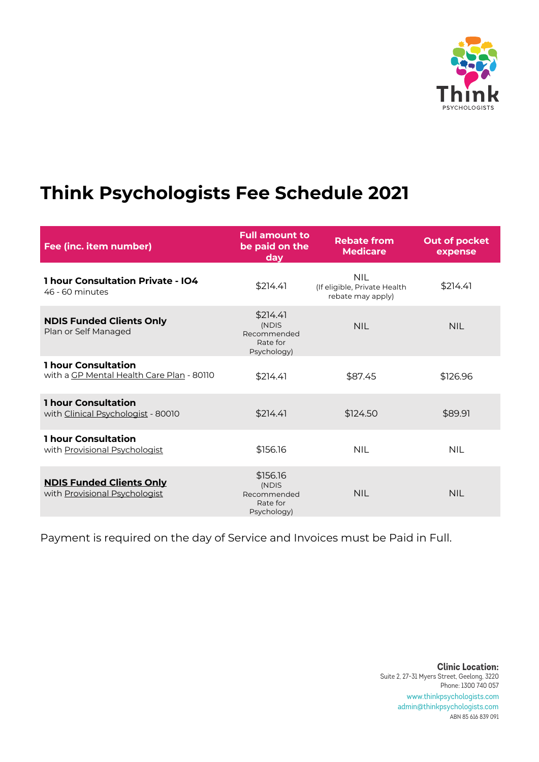Think
PSYCHOLOGISTS

# Think Psychologists Fee Schedule 2021

| Fee (inc. item number) | Full amount to be paid on the day | Rebate from Medicare | Out of pocket expense |
|---|---|---|---|
| **1 hour Consultation Private - IO4** 46 - 60 minutes | $214.41 | NIL (If eligible, Private Health rebate may apply) | $214.41 |
| **NDIS Funded Clients Only** Plan or Self Managed | $214.41 (NDIS Recommended Rate for Psychology) | NIL | NIL |
| **1 hour Consultation** with a GP Mental Health Care Plan - 80110 | $214.41 | $87.45 | $126.96 |
| **1 hour Consultation** with Clinical Psychologist - 80010 | $214.41 | $124.50 | $89.91 |
| **1 hour Consultation** with Provisional Psychologist | $156.16 | NIL | NIL |
| **NDIS Funded Clients Only** with Provisional Psychologist | $156.16 (NDIS Recommended Rate for Psychology) | NIL | NIL |

Payment is required on the day of Service and Invoices must be Paid in Full.

**Clinic Location:**
Suite 2, 27-31 Myers Street, Geelong, 3220
Phone: 1300 740 057
www.thinkpsychologists.com
admin@thinkpsychologists.com
ABN 85 616 839 091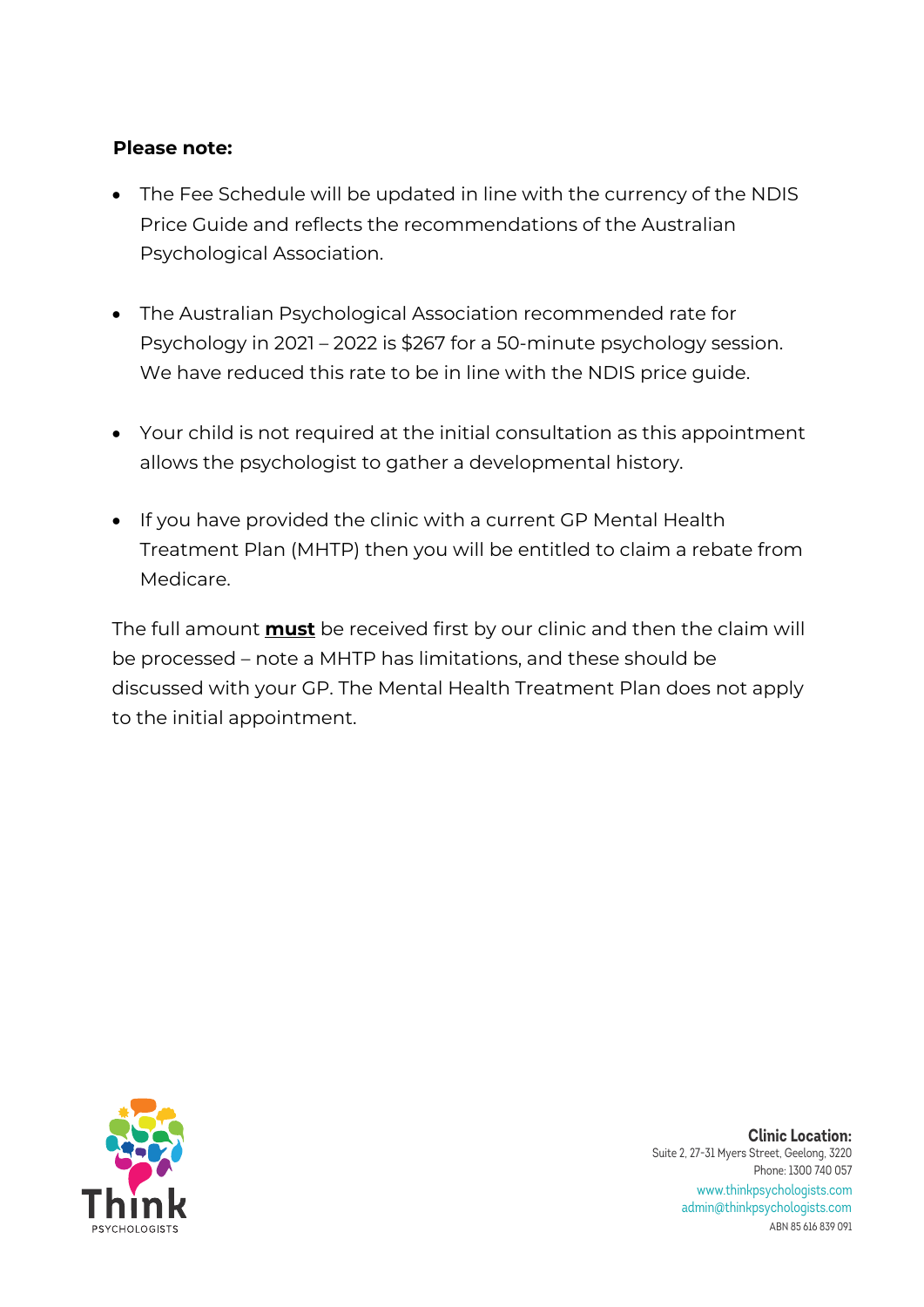**Please note:**

- The Fee Schedule will be updated in line with the currency of the NDIS Price Guide and reflects the recommendations of the Australian Psychological Association.
- The Australian Psychological Association recommended rate for Psychology in 2021 – 2022 is $267 for a 50-minute psychology session. We have reduced this rate to be in line with the NDIS price guide.
- Your child is not required at the initial consultation as this appointment allows the psychologist to gather a developmental history.
- If you have provided the clinic with a current GP Mental Health Treatment Plan (MHTP) then you will be entitled to claim a rebate from Medicare.

The full amount **must** be received first by our clinic and then the claim will be processed – note a MHTP has limitations, and these should be discussed with your GP. The Mental Health Treatment Plan does not apply to the initial appointment.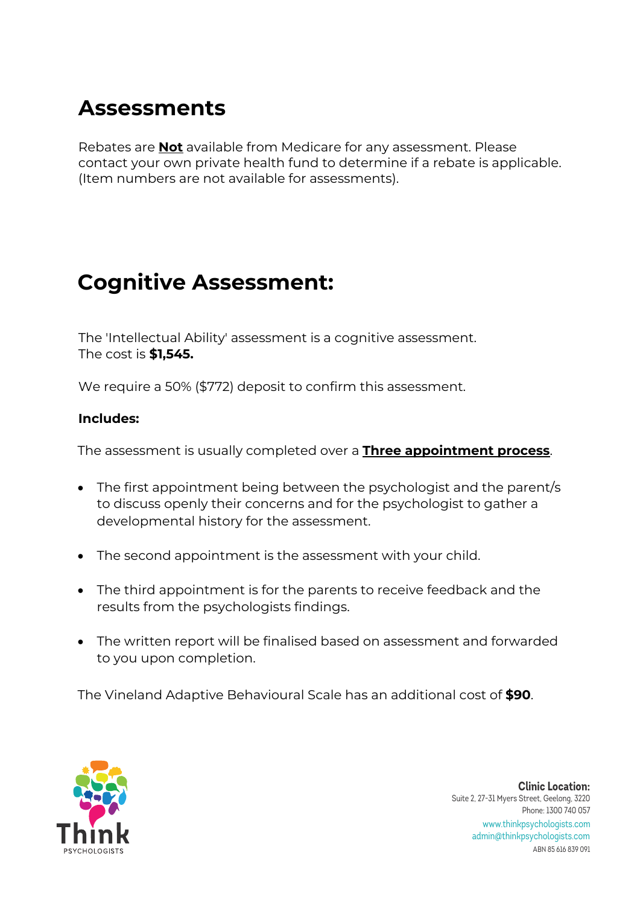# Assessments

Rebates are **Not** available from Medicare for any assessment. Please contact your own private health fund to determine if a rebate is applicable. (Item numbers are not available for assessments).

# Cognitive Assessment:

The 'Intellectual Ability' assessment is a cognitive assessment.
The cost is **$1,545.**

We require a 50% ($772) deposit to confirm this assessment.

**Includes:**

The assessment is usually completed over a **Three appointment process**.

- The first appointment being between the psychologist and the parent/s to discuss openly their concerns and for the psychologist to gather a developmental history for the assessment.
- The second appointment is the assessment with your child.
- The third appointment is for the parents to receive feedback and the results from the psychologists findings.
- The written report will be finalised based on assessment and forwarded to you upon completion.

The Vineland Adaptive Behavioural Scale has an additional cost of **$90**.

Think PSYCHOLOGISTS

**Clinic Location:**
Suite 2, 27-31 Myers Street, Geelong, 3220
Phone: 1300 740 057
www.thinkpsychologists.com
admin@thinkpsychologists.com
ABN 85 616 839 091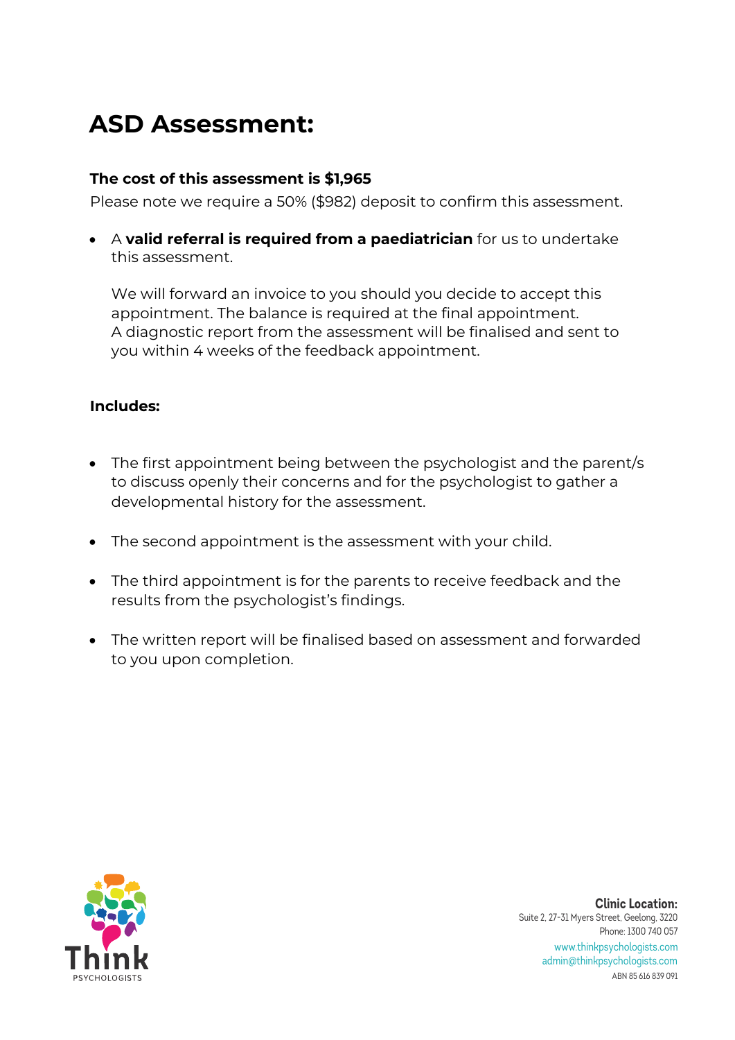# ASD Assessment:

**The cost of this assessment is $1,965**

Please note we require a 50% ($982) deposit to confirm this assessment.

- A **valid referral is required from a paediatrician** for us to undertake this assessment.

  We will forward an invoice to you should you decide to accept this appointment. The balance is required at the final appointment.
  A diagnostic report from the assessment will be finalised and sent to you within 4 weeks of the feedback appointment.

**Includes:**

- The first appointment being between the psychologist and the parent/s to discuss openly their concerns and for the psychologist to gather a developmental history for the assessment.
- The second appointment is the assessment with your child.
- The third appointment is for the parents to receive feedback and the results from the psychologist's findings.
- The written report will be finalised based on assessment and forwarded to you upon completion.

Think PSYCHOLOGISTS

**Clinic Location:**
Suite 2, 27-31 Myers Street, Geelong, 3220
Phone: 1300 740 057
www.thinkpsychologists.com
admin@thinkpsychologists.com
ABN 85 616 839 091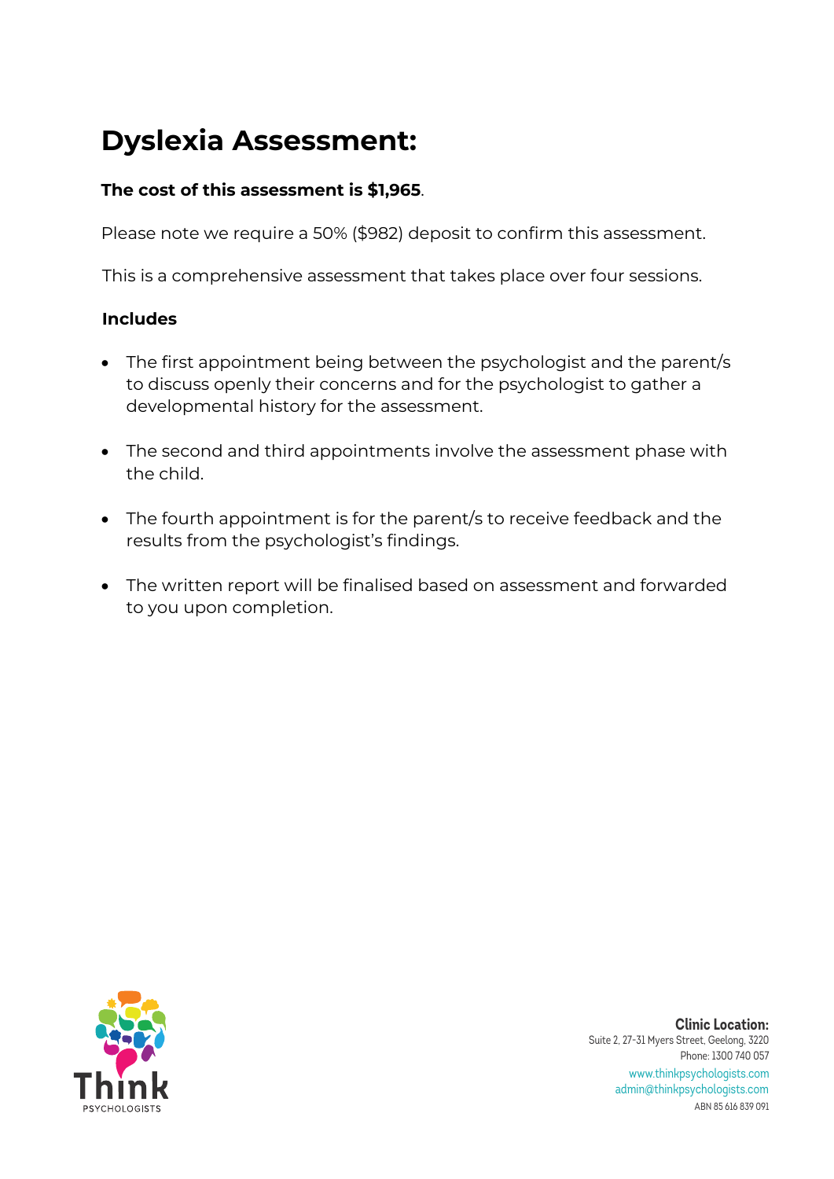# Dyslexia Assessment:

**The cost of this assessment is $1,965**.

Please note we require a 50% ($982) deposit to confirm this assessment.

This is a comprehensive assessment that takes place over four sessions.

**Includes**

- The first appointment being between the psychologist and the parent/s to discuss openly their concerns and for the psychologist to gather a developmental history for the assessment.
- The second and third appointments involve the assessment phase with the child.
- The fourth appointment is for the parent/s to receive feedback and the results from the psychologist's findings.
- The written report will be finalised based on assessment and forwarded to you upon completion.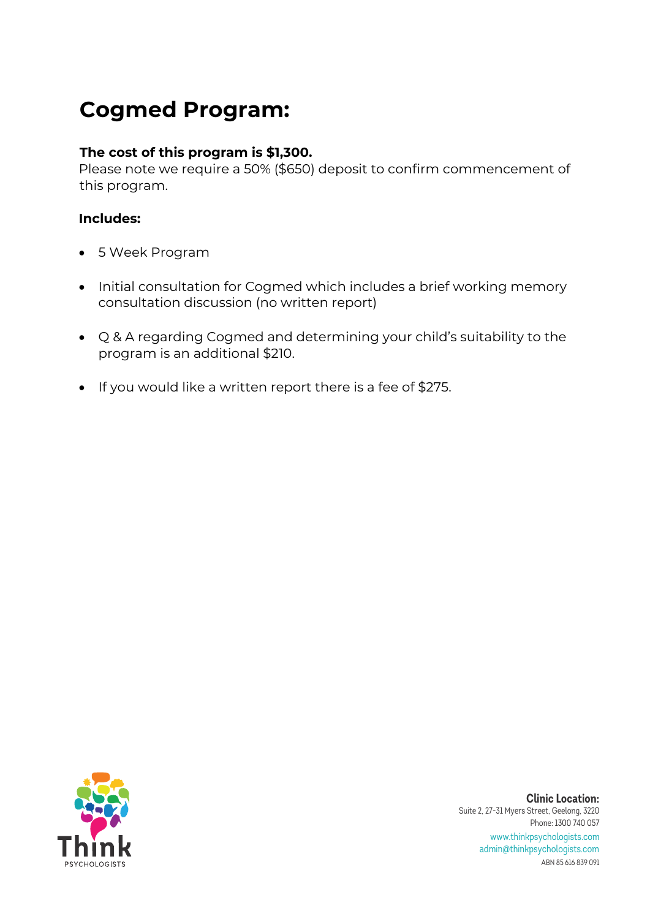# Cogmed Program:

**The cost of this program is $1,300.**
Please note we require a 50% ($650) deposit to confirm commencement of this program.

**Includes:**

- 5 Week Program
- Initial consultation for Cogmed which includes a brief working memory consultation discussion (no written report)
- Q & A regarding Cogmed and determining your child's suitability to the program is an additional $210.
- If you would like a written report there is a fee of $275.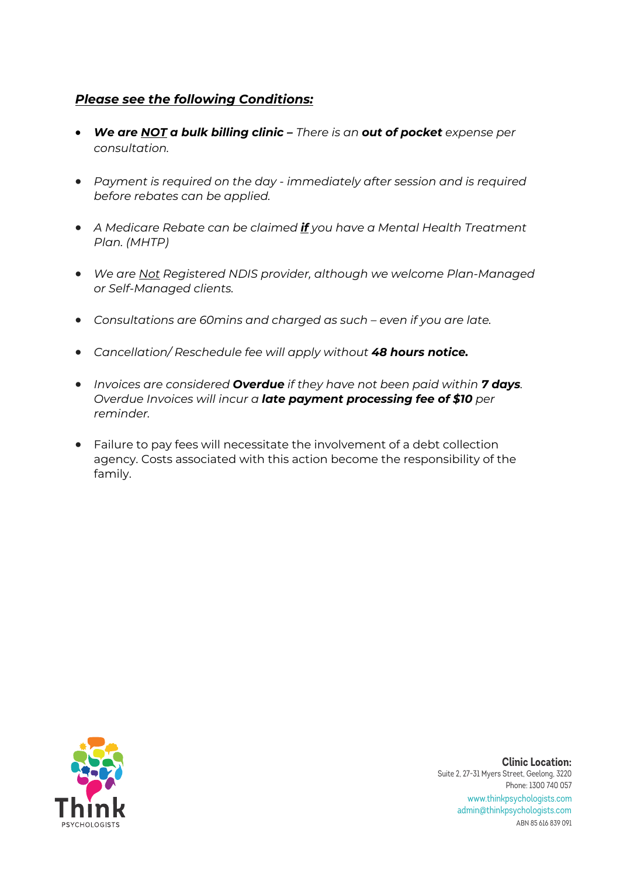***Please see the following Conditions:***

- ***We are NOT a bulk billing clinic –*** *There is an* ***out of pocket*** *expense per consultation.*

- *Payment is required on the day - immediately after session and is required before rebates can be applied.*

- *A Medicare Rebate can be claimed* ***if*** *you have a Mental Health Treatment Plan. (MHTP)*

- *We are Not Registered NDIS provider, although we welcome Plan-Managed or Self-Managed clients.*

- *Consultations are 60mins and charged as such – even if you are late.*

- *Cancellation/ Reschedule fee will apply without* ***48 hours notice.***

- *Invoices are considered* ***Overdue*** *if they have not been paid within* ***7 days****. Overdue Invoices will incur a* ***late payment processing fee of $10*** *per reminder.*

- Failure to pay fees will necessitate the involvement of a debt collection agency. Costs associated with this action become the responsibility of the family.

Think PSYCHOLOGISTS

**Clinic Location:**
Suite 2, 27-31 Myers Street, Geelong, 3220
Phone: 1300 740 057
www.thinkpsychologists.com
admin@thinkpsychologists.com
ABN 85 616 839 091